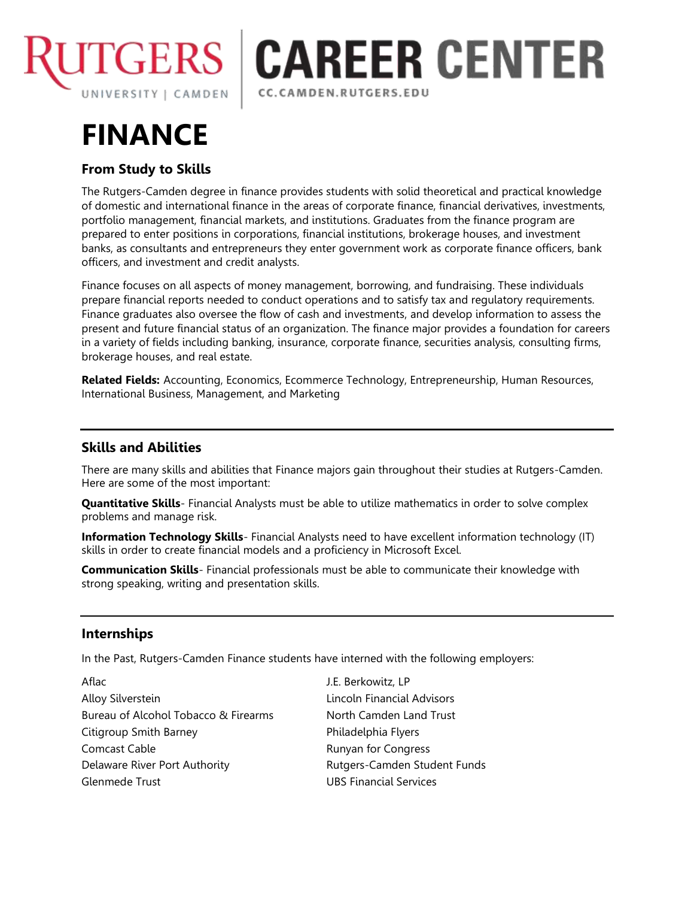RUTGERS UNIVERSITY | CAMDEN | CAREER CENTER CC.CAMDEN.RUTGERS.EDU

# FINANCE

## From Study to Skills

The Rutgers-Camden degree in finance provides students with solid theoretical and practical knowledge of domestic and international finance in the areas of corporate finance, financial derivatives, investments, portfolio management, financial markets, and institutions. Graduates from the finance program are prepared to enter positions in corporations, financial institutions, brokerage houses, and investment banks, as consultants and entrepreneurs they enter government work as corporate finance officers, bank officers, and investment and credit analysts.

Finance focuses on all aspects of money management, borrowing, and fundraising. These individuals prepare financial reports needed to conduct operations and to satisfy tax and regulatory requirements. Finance graduates also oversee the flow of cash and investments, and develop information to assess the present and future financial status of an organization. The finance major provides a foundation for careers in a variety of fields including banking, insurance, corporate finance, securities analysis, consulting firms, brokerage houses, and real estate.

**Related Fields:** Accounting, Economics, Ecommerce Technology, Entrepreneurship, Human Resources, International Business, Management, and Marketing

---

## Skills and Abilities

There are many skills and abilities that Finance majors gain throughout their studies at Rutgers-Camden. Here are some of the most important:

**Quantitative Skills**- Financial Analysts must be able to utilize mathematics in order to solve complex problems and manage risk.

**Information Technology Skills**- Financial Analysts need to have excellent information technology (IT) skills in order to create financial models and a proficiency in Microsoft Excel.

**Communication Skills**- Financial professionals must be able to communicate their knowledge with strong speaking, writing and presentation skills.

---

## Internships

In the Past, Rutgers-Camden Finance students have interned with the following employers:

- Aflac
- Alloy Silverstein
- Bureau of Alcohol Tobacco & Firearms
- Citigroup Smith Barney
- Comcast Cable
- Delaware River Port Authority
- Glenmede Trust
- J.E. Berkowitz, LP
- Lincoln Financial Advisors
- North Camden Land Trust
- Philadelphia Flyers
- Runyan for Congress
- Rutgers-Camden Student Funds
- UBS Financial Services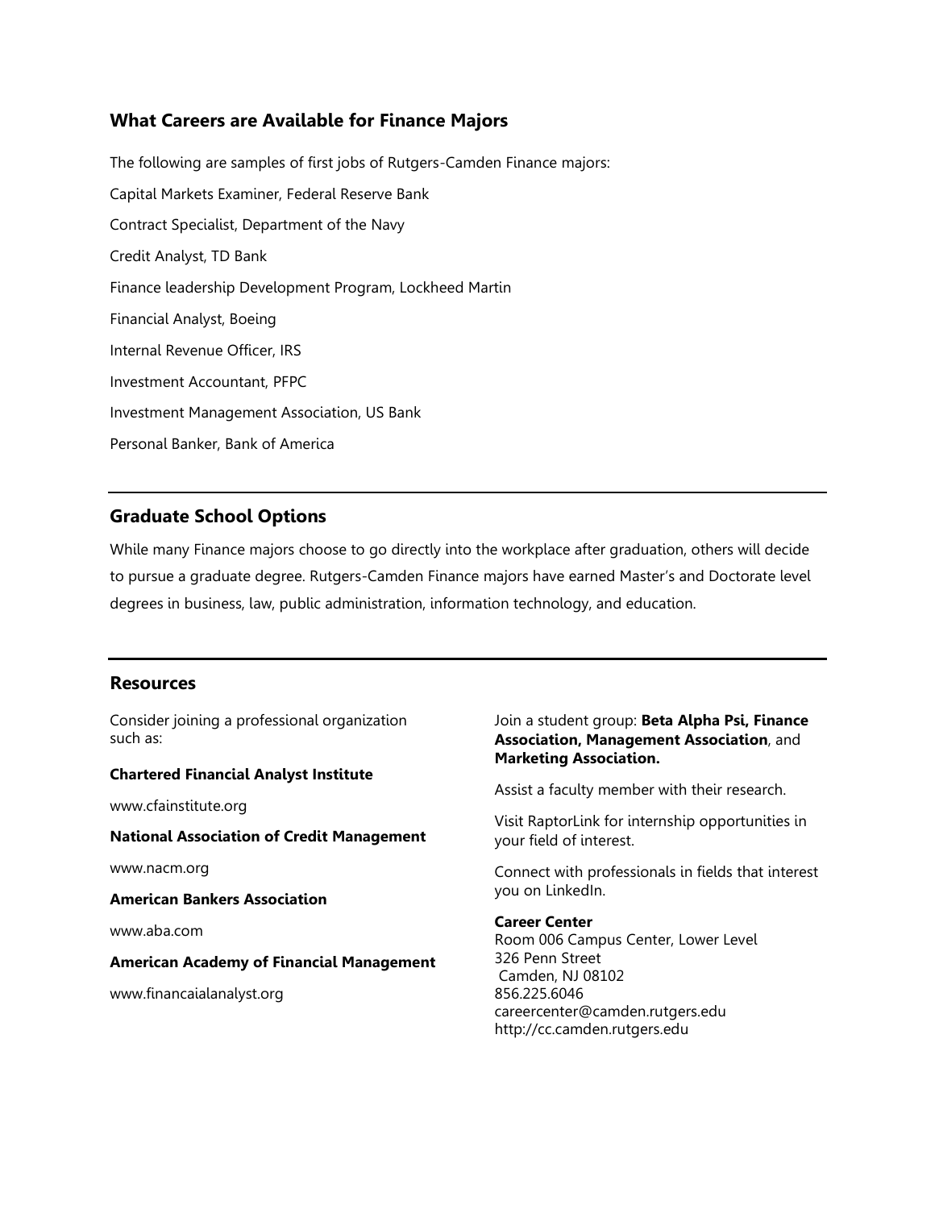## What Careers are Available for Finance Majors

The following are samples of first jobs of Rutgers-Camden Finance majors:

Capital Markets Examiner, Federal Reserve Bank

Contract Specialist, Department of the Navy

Credit Analyst, TD Bank

Finance leadership Development Program, Lockheed Martin

Financial Analyst, Boeing

Internal Revenue Officer, IRS

Investment Accountant, PFPC

Investment Management Association, US Bank

Personal Banker, Bank of America

---

## Graduate School Options

While many Finance majors choose to go directly into the workplace after graduation, others will decide to pursue a graduate degree. Rutgers-Camden Finance majors have earned Master's and Doctorate level degrees in business, law, public administration, information technology, and education.

---

## Resources

Consider joining a professional organization such as:

**Chartered Financial Analyst Institute**

www.cfainstitute.org

**National Association of Credit Management**

www.nacm.org

**American Bankers Association**

www.aba.com

**American Academy of Financial Management**

www.financaialanalyst.org

Join a student group: **Beta Alpha Psi, Finance Association, Management Association**, and **Marketing Association.**

Assist a faculty member with their research.

Visit RaptorLink for internship opportunities in your field of interest.

Connect with professionals in fields that interest you on LinkedIn.

**Career Center**
Room 006 Campus Center, Lower Level
326 Penn Street
Camden, NJ 08102
856.225.6046
careercenter@camden.rutgers.edu
http://cc.camden.rutgers.edu